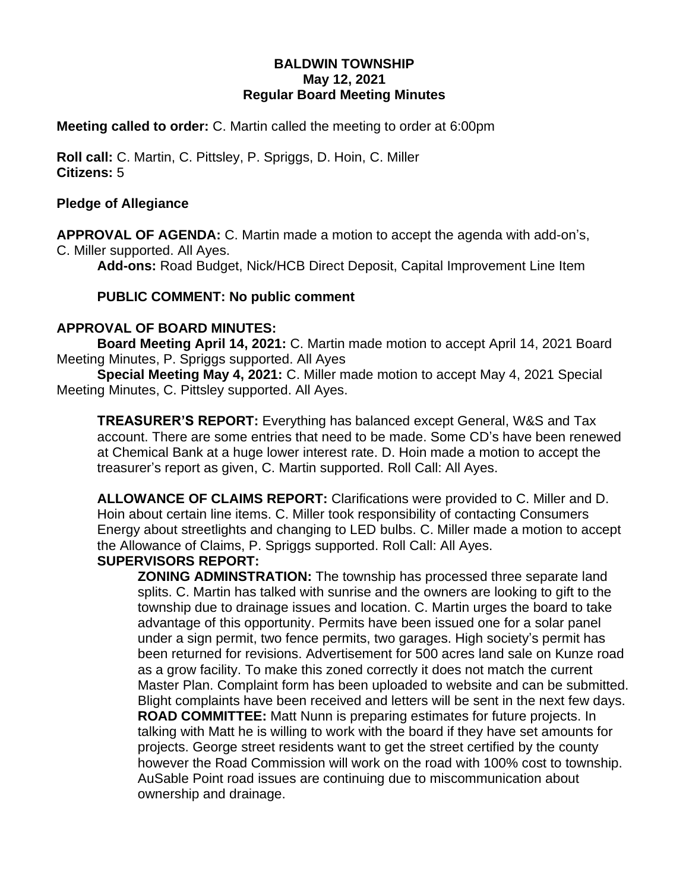**BALDWIN TOWNSHIP**
**May 12, 2021**
**Regular Board Meeting Minutes**

**Meeting called to order:** C. Martin called the meeting to order at 6:00pm

**Roll call:** C. Martin, C. Pittsley, P. Spriggs, D. Hoin, C. Miller
**Citizens:** 5

**Pledge of Allegiance**

**APPROVAL OF AGENDA:** C. Martin made a motion to accept the agenda with add-on's, C. Miller supported. All Ayes.

**Add-ons:** Road Budget, Nick/HCB Direct Deposit, Capital Improvement Line Item

**PUBLIC COMMENT: No public comment**

**APPROVAL OF BOARD MINUTES:**

**Board Meeting April 14, 2021:** C. Martin made motion to accept April 14, 2021 Board Meeting Minutes, P. Spriggs supported. All Ayes

**Special Meeting May 4, 2021:** C. Miller made motion to accept May 4, 2021 Special Meeting Minutes, C. Pittsley supported. All Ayes.

**TREASURER'S REPORT:** Everything has balanced except General, W&S and Tax account. There are some entries that need to be made. Some CD's have been renewed at Chemical Bank at a huge lower interest rate. D. Hoin made a motion to accept the treasurer's report as given, C. Martin supported. Roll Call: All Ayes.

**ALLOWANCE OF CLAIMS REPORT:** Clarifications were provided to C. Miller and D. Hoin about certain line items. C. Miller took responsibility of contacting Consumers Energy about streetlights and changing to LED bulbs. C. Miller made a motion to accept the Allowance of Claims, P. Spriggs supported. Roll Call: All Ayes.

**SUPERVISORS REPORT:**

**ZONING ADMINSTRATION:** The township has processed three separate land splits. C. Martin has talked with sunrise and the owners are looking to gift to the township due to drainage issues and location. C. Martin urges the board to take advantage of this opportunity. Permits have been issued one for a solar panel under a sign permit, two fence permits, two garages. High society's permit has been returned for revisions. Advertisement for 500 acres land sale on Kunze road as a grow facility. To make this zoned correctly it does not match the current Master Plan. Complaint form has been uploaded to website and can be submitted. Blight complaints have been received and letters will be sent in the next few days.

**ROAD COMMITTEE:** Matt Nunn is preparing estimates for future projects. In talking with Matt he is willing to work with the board if they have set amounts for projects. George street residents want to get the street certified by the county however the Road Commission will work on the road with 100% cost to township. AuSable Point road issues are continuing due to miscommunication about ownership and drainage.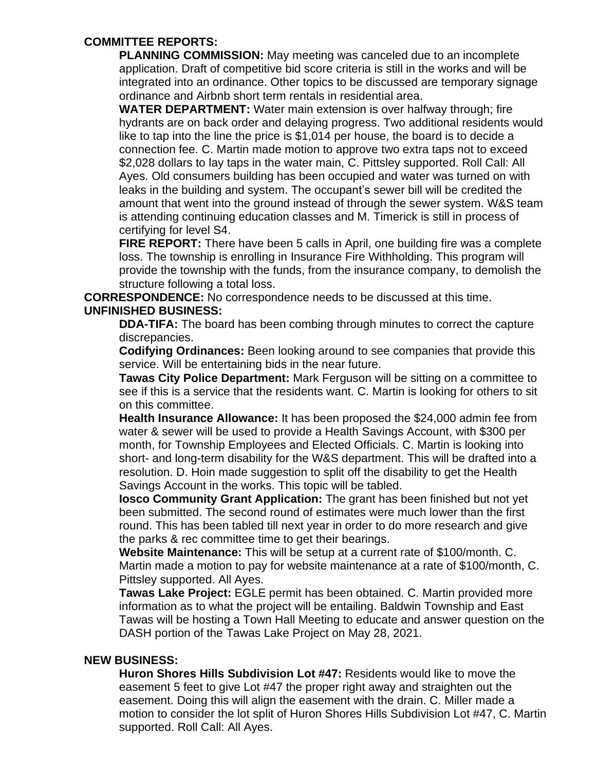**COMMITTEE REPORTS:**

**PLANNING COMMISSION:** May meeting was canceled due to an incomplete application. Draft of competitive bid score criteria is still in the works and will be integrated into an ordinance. Other topics to be discussed are temporary signage ordinance and Airbnb short term rentals in residential area.

**WATER DEPARTMENT:** Water main extension is over halfway through; fire hydrants are on back order and delaying progress. Two additional residents would like to tap into the line the price is $1,014 per house, the board is to decide a connection fee. C. Martin made motion to approve two extra taps not to exceed $2,028 dollars to lay taps in the water main, C. Pittsley supported. Roll Call: All Ayes. Old consumers building has been occupied and water was turned on with leaks in the building and system. The occupant's sewer bill will be credited the amount that went into the ground instead of through the sewer system. W&S team is attending continuing education classes and M. Timerick is still in process of certifying for level S4.

**FIRE REPORT:** There have been 5 calls in April, one building fire was a complete loss. The township is enrolling in Insurance Fire Withholding. This program will provide the township with the funds, from the insurance company, to demolish the structure following a total loss.

**CORRESPONDENCE:** No correspondence needs to be discussed at this time.

**UNFINISHED BUSINESS:**

**DDA-TIFA:** The board has been combing through minutes to correct the capture discrepancies.

**Codifying Ordinances:** Been looking around to see companies that provide this service. Will be entertaining bids in the near future.

**Tawas City Police Department:** Mark Ferguson will be sitting on a committee to see if this is a service that the residents want. C. Martin is looking for others to sit on this committee.

**Health Insurance Allowance:** It has been proposed the $24,000 admin fee from water & sewer will be used to provide a Health Savings Account, with $300 per month, for Township Employees and Elected Officials. C. Martin is looking into short- and long-term disability for the W&S department. This will be drafted into a resolution. D. Hoin made suggestion to split off the disability to get the Health Savings Account in the works. This topic will be tabled.

**Iosco Community Grant Application:** The grant has been finished but not yet been submitted. The second round of estimates were much lower than the first round. This has been tabled till next year in order to do more research and give the parks & rec committee time to get their bearings.

**Website Maintenance:** This will be setup at a current rate of $100/month. C. Martin made a motion to pay for website maintenance at a rate of $100/month, C. Pittsley supported. All Ayes.

**Tawas Lake Project:** EGLE permit has been obtained. C. Martin provided more information as to what the project will be entailing. Baldwin Township and East Tawas will be hosting a Town Hall Meeting to educate and answer question on the DASH portion of the Tawas Lake Project on May 28, 2021.

**NEW BUSINESS:**

**Huron Shores Hills Subdivision Lot #47:** Residents would like to move the easement 5 feet to give Lot #47 the proper right away and straighten out the easement. Doing this will align the easement with the drain. C. Miller made a motion to consider the lot split of Huron Shores Hills Subdivision Lot #47, C. Martin supported. Roll Call: All Ayes.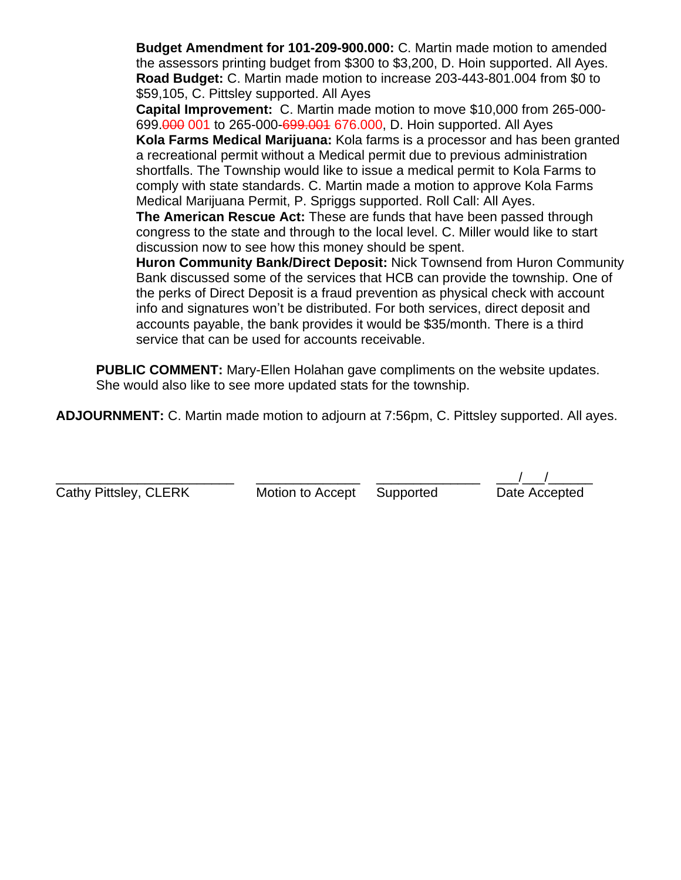**Budget Amendment for 101-209-900.000:** C. Martin made motion to amended the assessors printing budget from $300 to $3,200, D. Hoin supported. All Ayes.
**Road Budget:** C. Martin made motion to increase 203-443-801.004 from $0 to $59,105, C. Pittsley supported. All Ayes
**Capital Improvement:** C. Martin made motion to move $10,000 from 265-000-699.~~000~~ 001 to 265-000-~~699.001~~ 676.000, D. Hoin supported. All Ayes
**Kola Farms Medical Marijuana:** Kola farms is a processor and has been granted a recreational permit without a Medical permit due to previous administration shortfalls. The Township would like to issue a medical permit to Kola Farms to comply with state standards. C. Martin made a motion to approve Kola Farms Medical Marijuana Permit, P. Spriggs supported. Roll Call: All Ayes.
**The American Rescue Act:** These are funds that have been passed through congress to the state and through to the local level. C. Miller would like to start discussion now to see how this money should be spent.
**Huron Community Bank/Direct Deposit:** Nick Townsend from Huron Community Bank discussed some of the services that HCB can provide the township. One of the perks of Direct Deposit is a fraud prevention as physical check with account info and signatures won't be distributed. For both services, direct deposit and accounts payable, the bank provides it would be $35/month. There is a third service that can be used for accounts receivable.

**PUBLIC COMMENT:** Mary-Ellen Holahan gave compliments on the website updates. She would also like to see more updated stats for the township.

**ADJOURNMENT:** C. Martin made motion to adjourn at 7:56pm, C. Pittsley supported. All ayes.

| | | | |
|---|---|---|---|
| ________________________ | ______________ | ______________ | ___/___/______ |
| Cathy Pittsley, CLERK | Motion to Accept | Supported | Date Accepted |